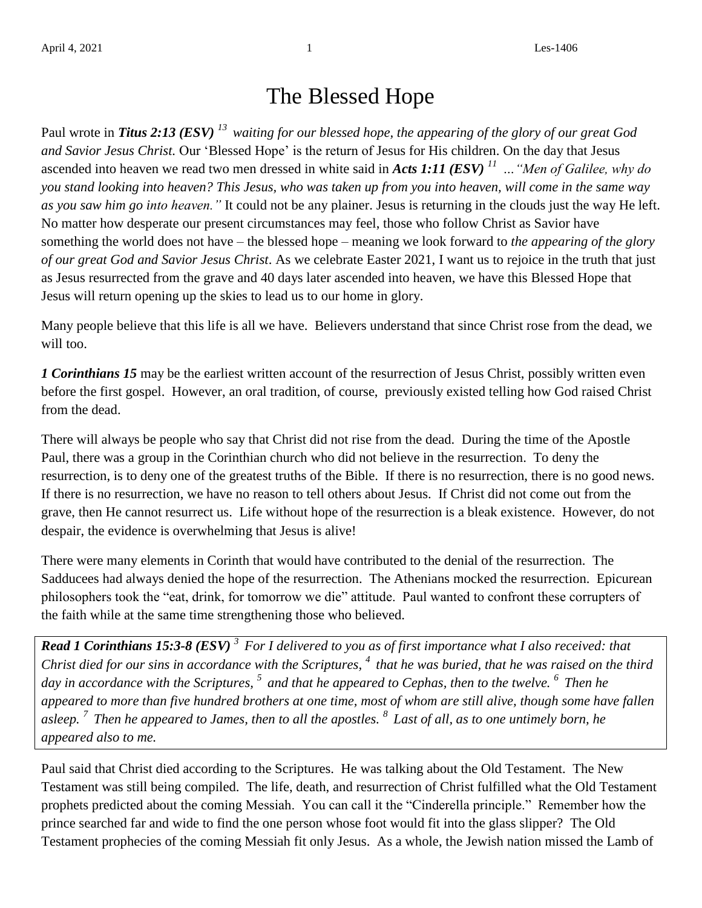# The Blessed Hope

Paul wrote in ***Titus 2:13 (ESV)*** *[13] waiting for our blessed hope, the appearing of the glory of our great God and Savior Jesus Christ.* Our 'Blessed Hope' is the return of Jesus for His children. On the day that Jesus ascended into heaven we read two men dressed in white said in ***Acts 1:11 (ESV)*** *[11] …"Men of Galilee, why do you stand looking into heaven? This Jesus, who was taken up from you into heaven, will come in the same way as you saw him go into heaven."* It could not be any plainer. Jesus is returning in the clouds just the way He left. No matter how desperate our present circumstances may feel, those who follow Christ as Savior have something the world does not have – the blessed hope – meaning we look forward to *the appearing of the glory of our great God and Savior Jesus Christ*. As we celebrate Easter 2021, I want us to rejoice in the truth that just as Jesus resurrected from the grave and 40 days later ascended into heaven, we have this Blessed Hope that Jesus will return opening up the skies to lead us to our home in glory.

Many people believe that this life is all we have. Believers understand that since Christ rose from the dead, we will too.

***1 Corinthians 15*** may be the earliest written account of the resurrection of Jesus Christ, possibly written even before the first gospel. However, an oral tradition, of course, previously existed telling how God raised Christ from the dead.

There will always be people who say that Christ did not rise from the dead. During the time of the Apostle Paul, there was a group in the Corinthian church who did not believe in the resurrection. To deny the resurrection, is to deny one of the greatest truths of the Bible. If there is no resurrection, there is no good news. If there is no resurrection, we have no reason to tell others about Jesus. If Christ did not come out from the grave, then He cannot resurrect us. Life without hope of the resurrection is a bleak existence. However, do not despair, the evidence is overwhelming that Jesus is alive!

There were many elements in Corinth that would have contributed to the denial of the resurrection. The Sadducees had always denied the hope of the resurrection. The Athenians mocked the resurrection. Epicurean philosophers took the "eat, drink, for tomorrow we die" attitude. Paul wanted to confront these corrupters of the faith while at the same time strengthening those who believed.

> ***Read 1 Corinthians 15:3-8 (ESV)*** *[3] For I delivered to you as of first importance what I also received: that Christ died for our sins in accordance with the Scriptures, [4] that he was buried, that he was raised on the third day in accordance with the Scriptures, [5] and that he appeared to Cephas, then to the twelve. [6] Then he appeared to more than five hundred brothers at one time, most of whom are still alive, though some have fallen asleep. [7] Then he appeared to James, then to all the apostles. [8] Last of all, as to one untimely born, he appeared also to me.*

Paul said that Christ died according to the Scriptures. He was talking about the Old Testament. The New Testament was still being compiled. The life, death, and resurrection of Christ fulfilled what the Old Testament prophets predicted about the coming Messiah. You can call it the "Cinderella principle." Remember how the prince searched far and wide to find the one person whose foot would fit into the glass slipper? The Old Testament prophecies of the coming Messiah fit only Jesus. As a whole, the Jewish nation missed the Lamb of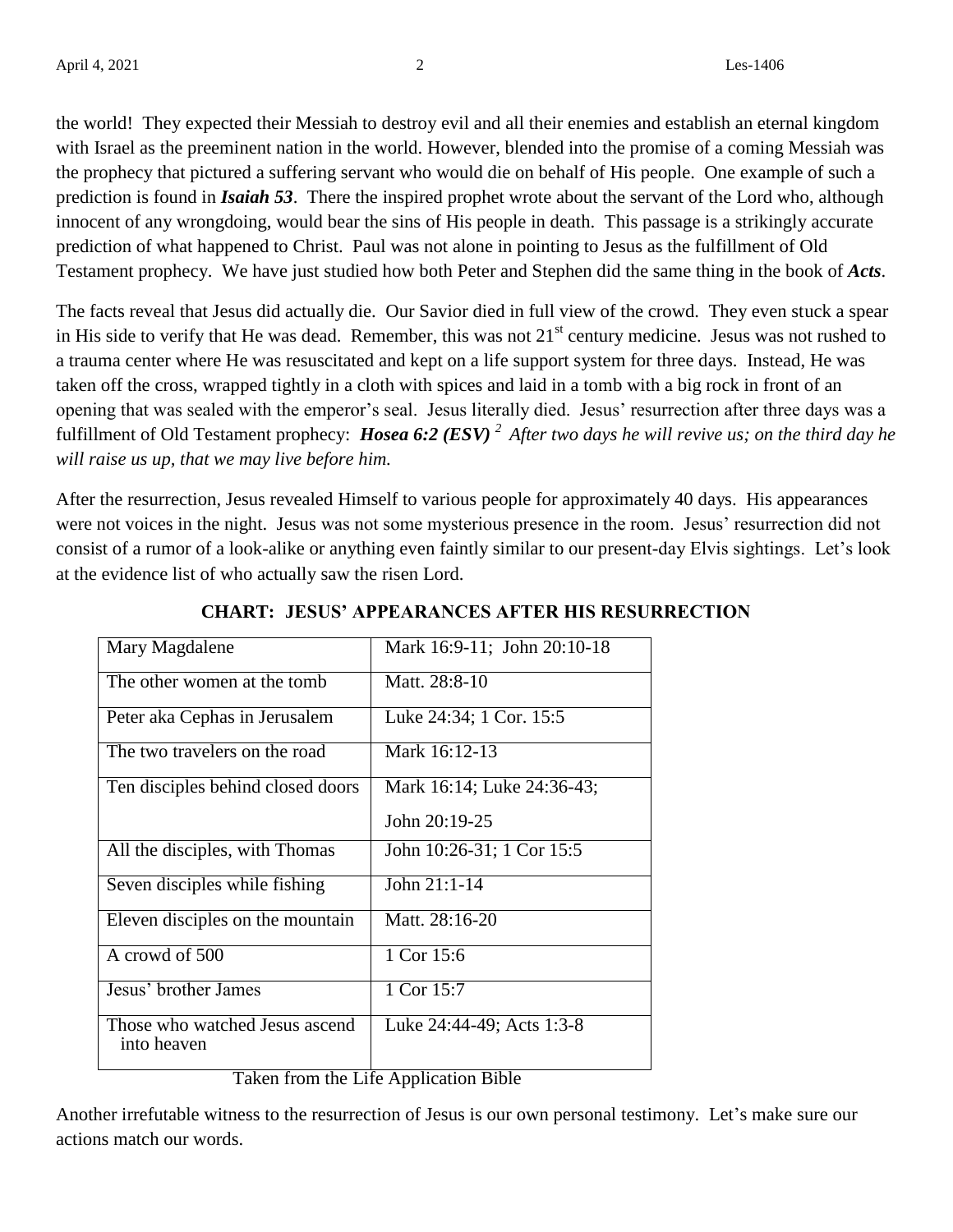the world! They expected their Messiah to destroy evil and all their enemies and establish an eternal kingdom with Israel as the preeminent nation in the world. However, blended into the promise of a coming Messiah was the prophecy that pictured a suffering servant who would die on behalf of His people. One example of such a prediction is found in ***Isaiah 53***. There the inspired prophet wrote about the servant of the Lord who, although innocent of any wrongdoing, would bear the sins of His people in death. This passage is a strikingly accurate prediction of what happened to Christ. Paul was not alone in pointing to Jesus as the fulfillment of Old Testament prophecy. We have just studied how both Peter and Stephen did the same thing in the book of ***Acts***.

The facts reveal that Jesus did actually die. Our Savior died in full view of the crowd. They even stuck a spear in His side to verify that He was dead. Remember, this was not 21st century medicine. Jesus was not rushed to a trauma center where He was resuscitated and kept on a life support system for three days. Instead, He was taken off the cross, wrapped tightly in a cloth with spices and laid in a tomb with a big rock in front of an opening that was sealed with the emperor's seal. Jesus literally died. Jesus' resurrection after three days was a fulfillment of Old Testament prophecy: ***Hosea 6:2 (ESV)*** [2] *After two days he will revive us; on the third day he will raise us up, that we may live before him.*

After the resurrection, Jesus revealed Himself to various people for approximately 40 days. His appearances were not voices in the night. Jesus was not some mysterious presence in the room. Jesus' resurrection did not consist of a rumor of a look-alike or anything even faintly similar to our present-day Elvis sightings. Let's look at the evidence list of who actually saw the risen Lord.

**CHART: JESUS' APPEARANCES AFTER HIS RESURRECTION**

| | |
|---|---|
| Mary Magdalene | Mark 16:9-11; John 20:10-18 |
| The other women at the tomb | Matt. 28:8-10 |
| Peter aka Cephas in Jerusalem | Luke 24:34; 1 Cor. 15:5 |
| The two travelers on the road | Mark 16:12-13 |
| Ten disciples behind closed doors | Mark 16:14; Luke 24:36-43; John 20:19-25 |
| All the disciples, with Thomas | John 10:26-31; 1 Cor 15:5 |
| Seven disciples while fishing | John 21:1-14 |
| Eleven disciples on the mountain | Matt. 28:16-20 |
| A crowd of 500 | 1 Cor 15:6 |
| Jesus' brother James | 1 Cor 15:7 |
| Those who watched Jesus ascend into heaven | Luke 24:44-49; Acts 1:3-8 |

Taken from the Life Application Bible

Another irrefutable witness to the resurrection of Jesus is our own personal testimony. Let's make sure our actions match our words.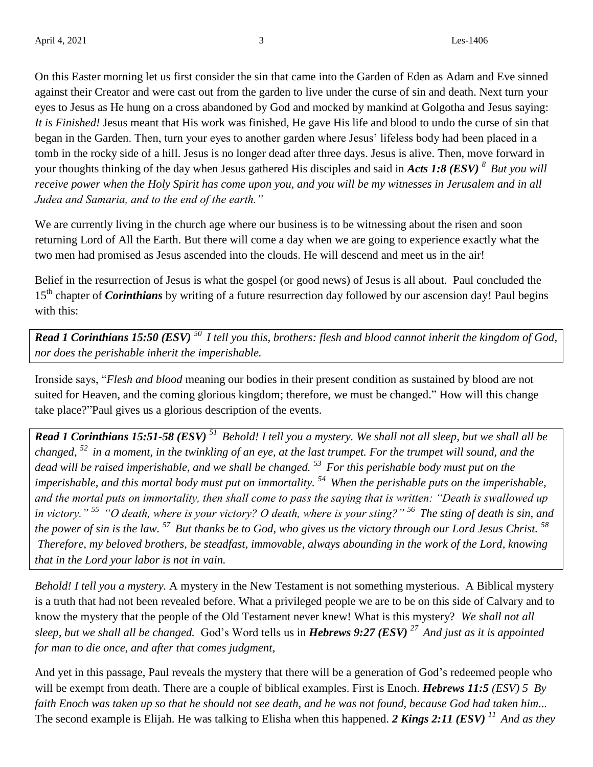On this Easter morning let us first consider the sin that came into the Garden of Eden as Adam and Eve sinned against their Creator and were cast out from the garden to live under the curse of sin and death. Next turn your eyes to Jesus as He hung on a cross abandoned by God and mocked by mankind at Golgotha and Jesus saying: *It is Finished!* Jesus meant that His work was finished, He gave His life and blood to undo the curse of sin that began in the Garden. Then, turn your eyes to another garden where Jesus' lifeless body had been placed in a tomb in the rocky side of a hill. Jesus is no longer dead after three days. Jesus is alive. Then, move forward in your thoughts thinking of the day when Jesus gathered His disciples and said in ***Acts 1:8 (ESV)*** [8] *But you will receive power when the Holy Spirit has come upon you, and you will be my witnesses in Jerusalem and in all Judea and Samaria, and to the end of the earth."*

We are currently living in the church age where our business is to be witnessing about the risen and soon returning Lord of All the Earth. But there will come a day when we are going to experience exactly what the two men had promised as Jesus ascended into the clouds. He will descend and meet us in the air!

Belief in the resurrection of Jesus is what the gospel (or good news) of Jesus is all about. Paul concluded the 15th chapter of ***Corinthians*** by writing of a future resurrection day followed by our ascension day! Paul begins with this:

***Read 1 Corinthians 15:50 (ESV)*** [50] *I tell you this, brothers: flesh and blood cannot inherit the kingdom of God, nor does the perishable inherit the imperishable.*

Ironside says, "*Flesh and blood* meaning our bodies in their present condition as sustained by blood are not suited for Heaven, and the coming glorious kingdom; therefore, we must be changed." How will this change take place?"Paul gives us a glorious description of the events.

***Read 1 Corinthians 15:51-58 (ESV)*** [51] *Behold! I tell you a mystery. We shall not all sleep, but we shall all be changed,* [52] *in a moment, in the twinkling of an eye, at the last trumpet. For the trumpet will sound, and the dead will be raised imperishable, and we shall be changed.* [53] *For this perishable body must put on the imperishable, and this mortal body must put on immortality.* [54] *When the perishable puts on the imperishable, and the mortal puts on immortality, then shall come to pass the saying that is written: "Death is swallowed up in victory."* [55] *"O death, where is your victory? O death, where is your sting?"* [56] *The sting of death is sin, and the power of sin is the law.* [57] *But thanks be to God, who gives us the victory through our Lord Jesus Christ.* [58] *Therefore, my beloved brothers, be steadfast, immovable, always abounding in the work of the Lord, knowing that in the Lord your labor is not in vain.*

*Behold! I tell you a mystery.* A mystery in the New Testament is not something mysterious. A Biblical mystery is a truth that had not been revealed before. What a privileged people we are to be on this side of Calvary and to know the mystery that the people of the Old Testament never knew! What is this mystery? *We shall not all sleep, but we shall all be changed.* God's Word tells us in ***Hebrews 9:27 (ESV)*** [27] *And just as it is appointed for man to die once, and after that comes judgment,*

And yet in this passage, Paul reveals the mystery that there will be a generation of God's redeemed people who will be exempt from death. There are a couple of biblical examples. First is Enoch. ***Hebrews 11:5*** *(ESV) 5 By faith Enoch was taken up so that he should not see death, and he was not found, because God had taken him...* The second example is Elijah. He was talking to Elisha when this happened. ***2 Kings 2:11 (ESV)*** [11] *And as they*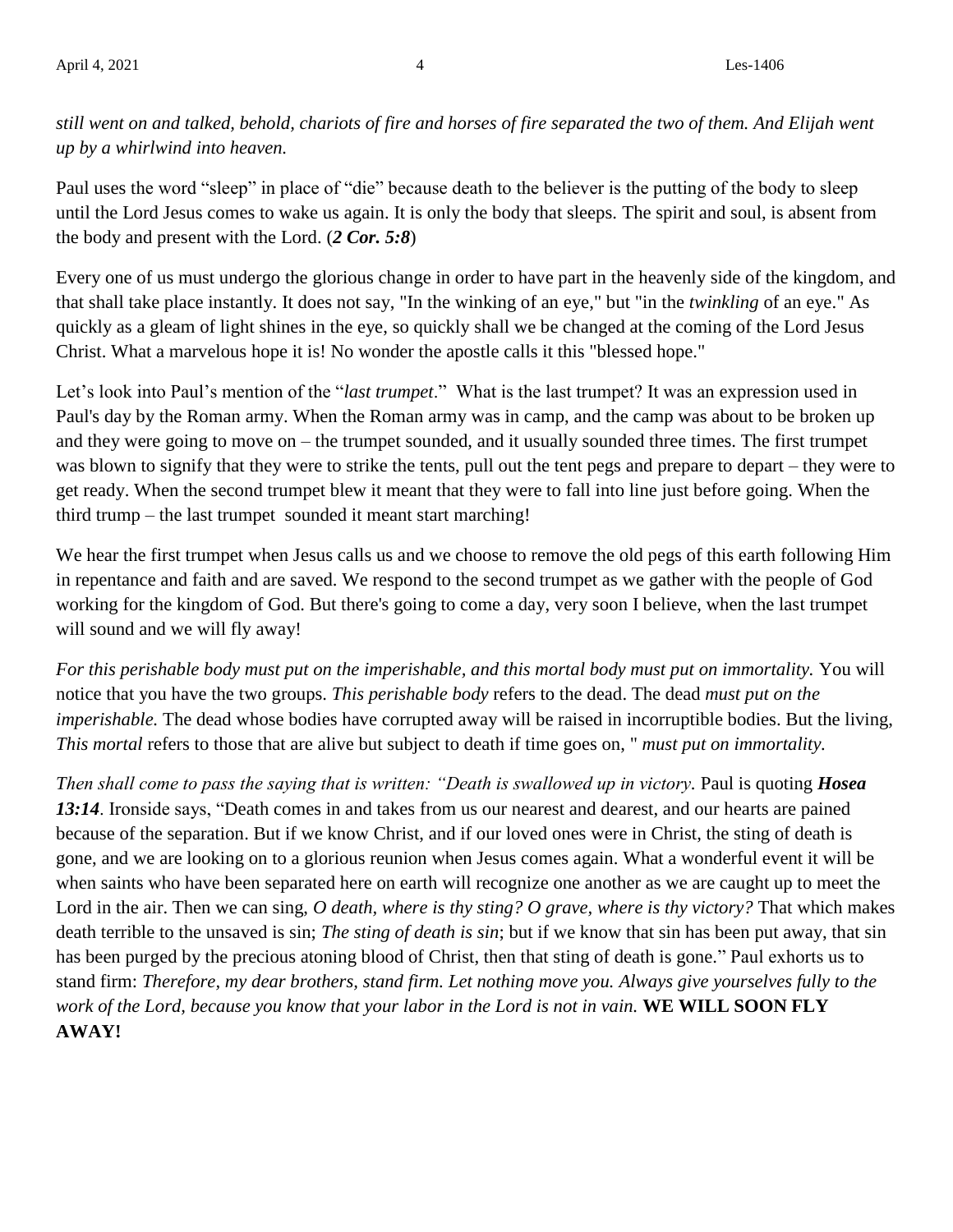*still went on and talked, behold, chariots of fire and horses of fire separated the two of them. And Elijah went up by a whirlwind into heaven.*

Paul uses the word "sleep" in place of "die" because death to the believer is the putting of the body to sleep until the Lord Jesus comes to wake us again. It is only the body that sleeps. The spirit and soul, is absent from the body and present with the Lord. (***2 Cor. 5:8***)

Every one of us must undergo the glorious change in order to have part in the heavenly side of the kingdom, and that shall take place instantly. It does not say, "In the winking of an eye," but "in the *twinkling* of an eye." As quickly as a gleam of light shines in the eye, so quickly shall we be changed at the coming of the Lord Jesus Christ. What a marvelous hope it is! No wonder the apostle calls it this "blessed hope."

Let's look into Paul's mention of the "*last trumpet*." What is the last trumpet? It was an expression used in Paul's day by the Roman army. When the Roman army was in camp, and the camp was about to be broken up and they were going to move on – the trumpet sounded, and it usually sounded three times. The first trumpet was blown to signify that they were to strike the tents, pull out the tent pegs and prepare to depart – they were to get ready. When the second trumpet blew it meant that they were to fall into line just before going. When the third trump – the last trumpet sounded it meant start marching!

We hear the first trumpet when Jesus calls us and we choose to remove the old pegs of this earth following Him in repentance and faith and are saved. We respond to the second trumpet as we gather with the people of God working for the kingdom of God. But there's going to come a day, very soon I believe, when the last trumpet will sound and we will fly away!

*For this perishable body must put on the imperishable, and this mortal body must put on immortality.* You will notice that you have the two groups. *This perishable body* refers to the dead. The dead *must put on the imperishable.* The dead whose bodies have corrupted away will be raised in incorruptible bodies. But the living, *This mortal* refers to those that are alive but subject to death if time goes on, " *must put on immortality.*

*Then shall come to pass the saying that is written: "Death is swallowed up in victory*. Paul is quoting ***Hosea 13:14***. Ironside says, "Death comes in and takes from us our nearest and dearest, and our hearts are pained because of the separation. But if we know Christ, and if our loved ones were in Christ, the sting of death is gone, and we are looking on to a glorious reunion when Jesus comes again. What a wonderful event it will be when saints who have been separated here on earth will recognize one another as we are caught up to meet the Lord in the air. Then we can sing, *O death, where is thy sting? O grave, where is thy victory?* That which makes death terrible to the unsaved is sin; *The sting of death is sin*; but if we know that sin has been put away, that sin has been purged by the precious atoning blood of Christ, then that sting of death is gone." Paul exhorts us to stand firm: *Therefore, my dear brothers, stand firm. Let nothing move you. Always give yourselves fully to the work of the Lord, because you know that your labor in the Lord is not in vain.* **WE WILL SOON FLY AWAY!**